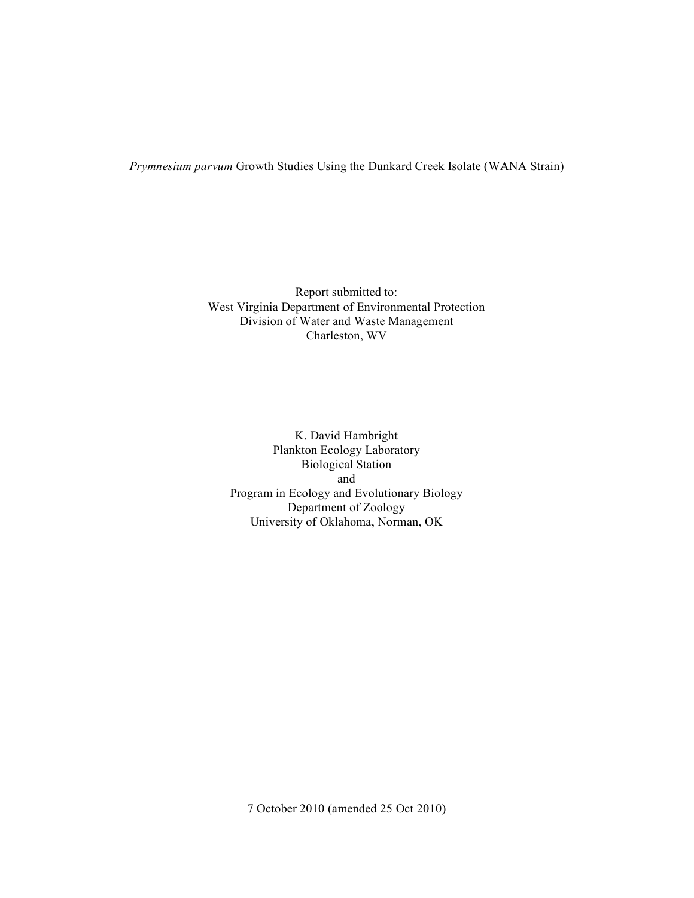# *Prymnesium parvum* Growth Studies Using the Dunkard Creek Isolate (WANA Strain)

Report submitted to:
West Virginia Department of Environmental Protection
Division of Water and Waste Management
Charleston, WV

K. David Hambright
Plankton Ecology Laboratory
Biological Station
and
Program in Ecology and Evolutionary Biology
Department of Zoology
University of Oklahoma, Norman, OK

7 October 2010 (amended 25 Oct 2010)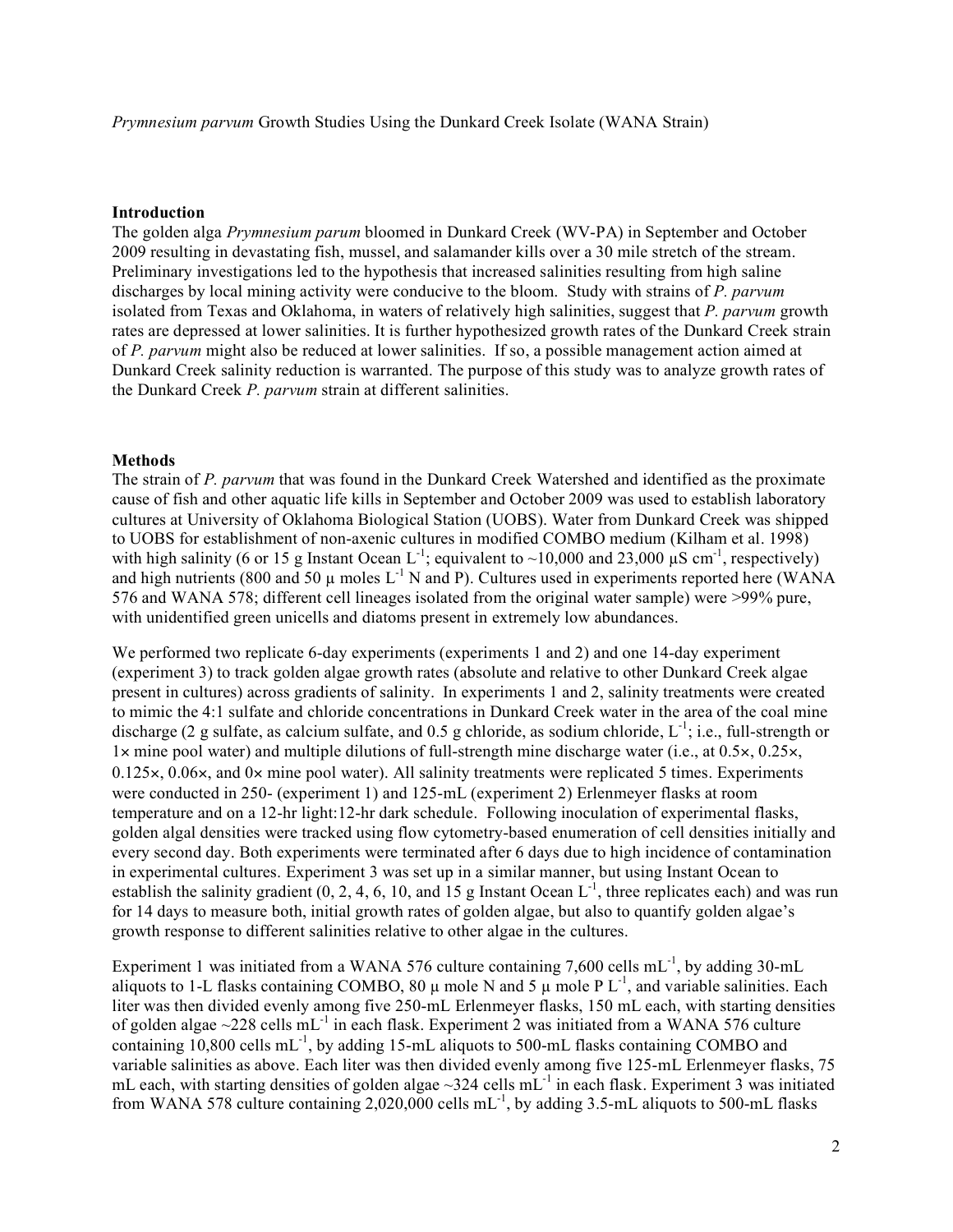*Prymnesium parvum* Growth Studies Using the Dunkard Creek Isolate (WANA Strain)

## Introduction

The golden alga *Prymnesium parum* bloomed in Dunkard Creek (WV-PA) in September and October 2009 resulting in devastating fish, mussel, and salamander kills over a 30 mile stretch of the stream. Preliminary investigations led to the hypothesis that increased salinities resulting from high saline discharges by local mining activity were conducive to the bloom. Study with strains of *P. parvum* isolated from Texas and Oklahoma, in waters of relatively high salinities, suggest that *P. parvum* growth rates are depressed at lower salinities. It is further hypothesized growth rates of the Dunkard Creek strain of *P. parvum* might also be reduced at lower salinities. If so, a possible management action aimed at Dunkard Creek salinity reduction is warranted. The purpose of this study was to analyze growth rates of the Dunkard Creek *P. parvum* strain at different salinities.

## Methods

The strain of *P. parvum* that was found in the Dunkard Creek Watershed and identified as the proximate cause of fish and other aquatic life kills in September and October 2009 was used to establish laboratory cultures at University of Oklahoma Biological Station (UOBS). Water from Dunkard Creek was shipped to UOBS for establishment of non-axenic cultures in modified COMBO medium (Kilham et al. 1998) with high salinity (6 or 15 g Instant Ocean $L^{-1}$; equivalent to ~10,000 and 23,000 $\mu S\ cm^{-1}$, respectively) and high nutrients (800 and 50 μ moles $L^{-1}$ N and P). Cultures used in experiments reported here (WANA 576 and WANA 578; different cell lineages isolated from the original water sample) were >99% pure, with unidentified green unicells and diatoms present in extremely low abundances.

We performed two replicate 6-day experiments (experiments 1 and 2) and one 14-day experiment (experiment 3) to track golden algae growth rates (absolute and relative to other Dunkard Creek algae present in cultures) across gradients of salinity. In experiments 1 and 2, salinity treatments were created to mimic the 4:1 sulfate and chloride concentrations in Dunkard Creek water in the area of the coal mine discharge (2 g sulfate, as calcium sulfate, and 0.5 g chloride, as sodium chloride, $L^{-1}$; i.e., full-strength or 1× mine pool water) and multiple dilutions of full-strength mine discharge water (i.e., at 0.5×, 0.25×, 0.125×, 0.06×, and 0× mine pool water). All salinity treatments were replicated 5 times. Experiments were conducted in 250- (experiment 1) and 125-mL (experiment 2) Erlenmeyer flasks at room temperature and on a 12-hr light:12-hr dark schedule. Following inoculation of experimental flasks, golden algal densities were tracked using flow cytometry-based enumeration of cell densities initially and every second day. Both experiments were terminated after 6 days due to high incidence of contamination in experimental cultures. Experiment 3 was set up in a similar manner, but using Instant Ocean to establish the salinity gradient (0, 2, 4, 6, 10, and 15 g Instant Ocean $L^{-1}$, three replicates each) and was run for 14 days to measure both, initial growth rates of golden algae, but also to quantify golden algae's growth response to different salinities relative to other algae in the cultures.

Experiment 1 was initiated from a WANA 576 culture containing 7,600 cells $mL^{-1}$, by adding 30-mL aliquots to 1-L flasks containing COMBO, 80 μ mole N and 5 μ mole P $L^{-1}$, and variable salinities. Each liter was then divided evenly among five 250-mL Erlenmeyer flasks, 150 mL each, with starting densities of golden algae ~228 cells $mL^{-1}$ in each flask. Experiment 2 was initiated from a WANA 576 culture containing 10,800 cells $mL^{-1}$, by adding 15-mL aliquots to 500-mL flasks containing COMBO and variable salinities as above. Each liter was then divided evenly among five 125-mL Erlenmeyer flasks, 75 mL each, with starting densities of golden algae ~324 cells $mL^{-1}$ in each flask. Experiment 3 was initiated from WANA 578 culture containing 2,020,000 cells $mL^{-1}$, by adding 3.5-mL aliquots to 500-mL flasks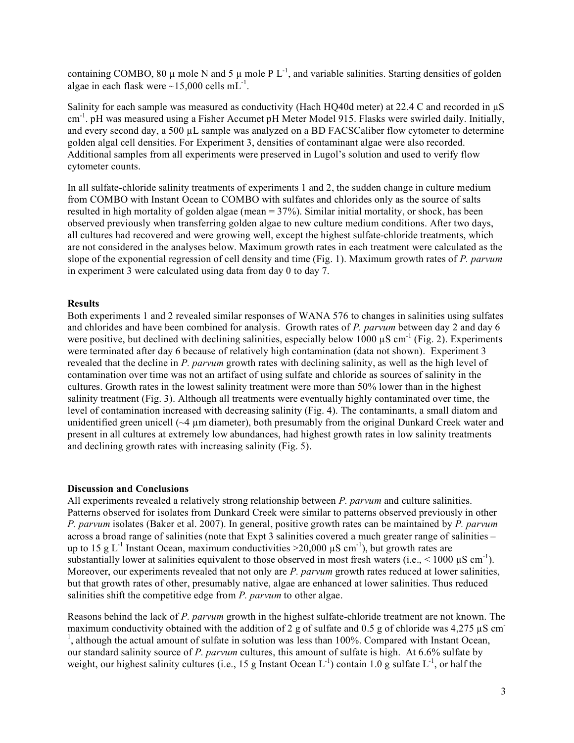containing COMBO, 80 μ mole N and 5 μ mole P $L^{-1}$, and variable salinities. Starting densities of golden algae in each flask were ~15,000 cells $mL^{-1}$.

Salinity for each sample was measured as conductivity (Hach HQ40d meter) at 22.4 C and recorded in μS $cm^{-1}$. pH was measured using a Fisher Accumet pH Meter Model 915. Flasks were swirled daily. Initially, and every second day, a 500 μL sample was analyzed on a BD FACSCaliber flow cytometer to determine golden algal cell densities. For Experiment 3, densities of contaminant algae were also recorded. Additional samples from all experiments were preserved in Lugol's solution and used to verify flow cytometer counts.

In all sulfate-chloride salinity treatments of experiments 1 and 2, the sudden change in culture medium from COMBO with Instant Ocean to COMBO with sulfates and chlorides only as the source of salts resulted in high mortality of golden algae (mean = 37%). Similar initial mortality, or shock, has been observed previously when transferring golden algae to new culture medium conditions. After two days, all cultures had recovered and were growing well, except the highest sulfate-chloride treatments, which are not considered in the analyses below. Maximum growth rates in each treatment were calculated as the slope of the exponential regression of cell density and time (Fig. 1). Maximum growth rates of *P. parvum* in experiment 3 were calculated using data from day 0 to day 7.

## Results

Both experiments 1 and 2 revealed similar responses of WANA 576 to changes in salinities using sulfates and chlorides and have been combined for analysis. Growth rates of *P. parvum* between day 2 and day 6 were positive, but declined with declining salinities, especially below 1000 μS $cm^{-1}$ (Fig. 2). Experiments were terminated after day 6 because of relatively high contamination (data not shown). Experiment 3 revealed that the decline in *P. parvum* growth rates with declining salinity, as well as the high level of contamination over time was not an artifact of using sulfate and chloride as sources of salinity in the cultures. Growth rates in the lowest salinity treatment were more than 50% lower than in the highest salinity treatment (Fig. 3). Although all treatments were eventually highly contaminated over time, the level of contamination increased with decreasing salinity (Fig. 4). The contaminants, a small diatom and unidentified green unicell (~4 μm diameter), both presumably from the original Dunkard Creek water and present in all cultures at extremely low abundances, had highest growth rates in low salinity treatments and declining growth rates with increasing salinity (Fig. 5).

## Discussion and Conclusions

All experiments revealed a relatively strong relationship between *P. parvum* and culture salinities. Patterns observed for isolates from Dunkard Creek were similar to patterns observed previously in other *P. parvum* isolates (Baker et al. 2007). In general, positive growth rates can be maintained by *P. parvum* across a broad range of salinities (note that Expt 3 salinities covered a much greater range of salinities – up to 15 g $L^{-1}$ Instant Ocean, maximum conductivities >20,000 μS $cm^{-1}$), but growth rates are substantially lower at salinities equivalent to those observed in most fresh waters (i.e., < 1000 μS $cm^{-1}$). Moreover, our experiments revealed that not only are *P. parvum* growth rates reduced at lower salinities, but that growth rates of other, presumably native, algae are enhanced at lower salinities. Thus reduced salinities shift the competitive edge from *P. parvum* to other algae.

Reasons behind the lack of *P. parvum* growth in the highest sulfate-chloride treatment are not known. The maximum conductivity obtained with the addition of 2 g of sulfate and 0.5 g of chloride was 4,275 μS $cm^{-1}$, although the actual amount of sulfate in solution was less than 100%. Compared with Instant Ocean, our standard salinity source of *P. parvum* cultures, this amount of sulfate is high. At 6.6% sulfate by weight, our highest salinity cultures (i.e., 15 g Instant Ocean $L^{-1}$) contain 1.0 g sulfate $L^{-1}$, or half the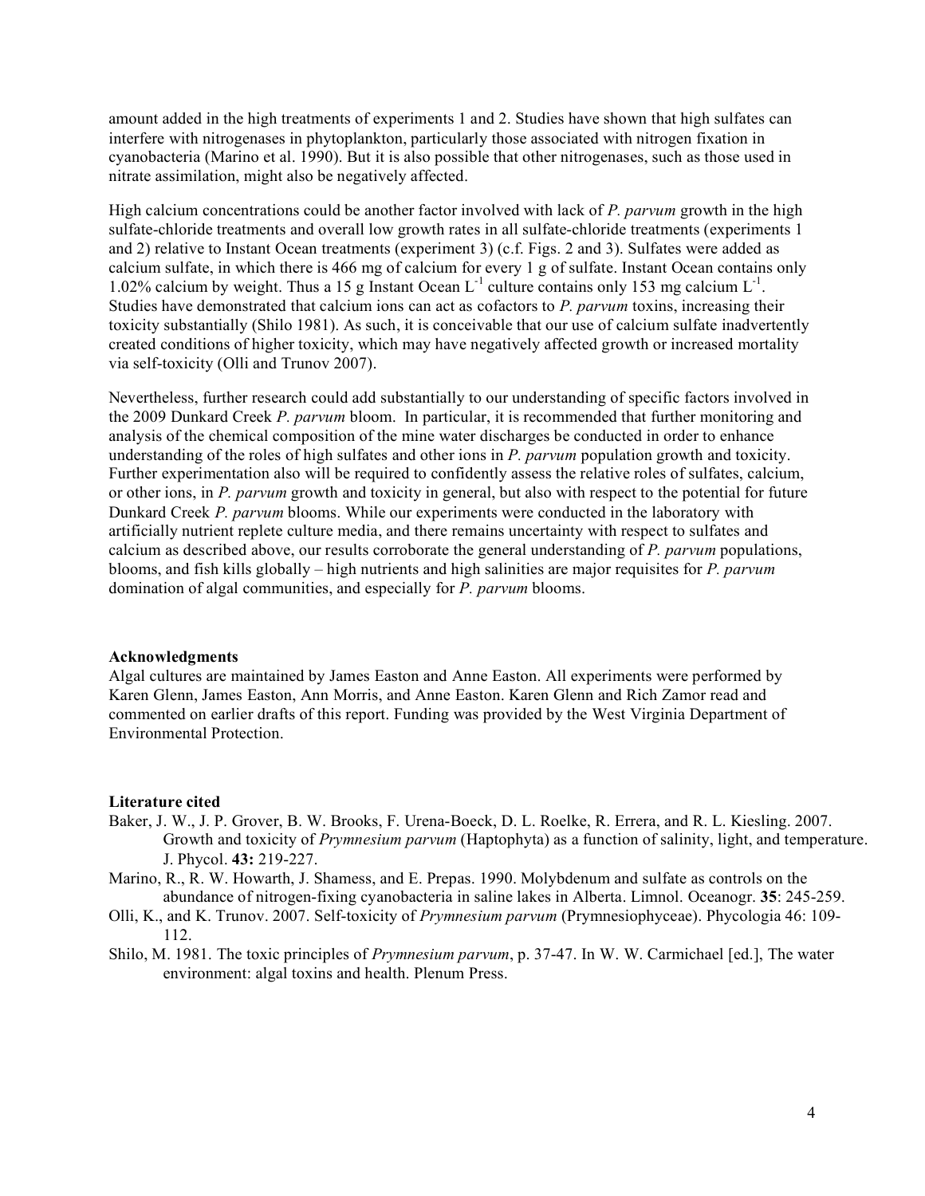amount added in the high treatments of experiments 1 and 2. Studies have shown that high sulfates can interfere with nitrogenases in phytoplankton, particularly those associated with nitrogen fixation in cyanobacteria (Marino et al. 1990). But it is also possible that other nitrogenases, such as those used in nitrate assimilation, might also be negatively affected.

High calcium concentrations could be another factor involved with lack of *P. parvum* growth in the high sulfate-chloride treatments and overall low growth rates in all sulfate-chloride treatments (experiments 1 and 2) relative to Instant Ocean treatments (experiment 3) (c.f. Figs. 2 and 3). Sulfates were added as calcium sulfate, in which there is 466 mg of calcium for every 1 g of sulfate. Instant Ocean contains only 1.02% calcium by weight. Thus a 15 g Instant Ocean $L^{-1}$ culture contains only 153 mg calcium $L^{-1}$. Studies have demonstrated that calcium ions can act as cofactors to *P. parvum* toxins, increasing their toxicity substantially (Shilo 1981). As such, it is conceivable that our use of calcium sulfate inadvertently created conditions of higher toxicity, which may have negatively affected growth or increased mortality via self-toxicity (Olli and Trunov 2007).

Nevertheless, further research could add substantially to our understanding of specific factors involved in the 2009 Dunkard Creek *P. parvum* bloom. In particular, it is recommended that further monitoring and analysis of the chemical composition of the mine water discharges be conducted in order to enhance understanding of the roles of high sulfates and other ions in *P. parvum* population growth and toxicity. Further experimentation also will be required to confidently assess the relative roles of sulfates, calcium, or other ions, in *P. parvum* growth and toxicity in general, but also with respect to the potential for future Dunkard Creek *P. parvum* blooms. While our experiments were conducted in the laboratory with artificially nutrient replete culture media, and there remains uncertainty with respect to sulfates and calcium as described above, our results corroborate the general understanding of *P. parvum* populations, blooms, and fish kills globally – high nutrients and high salinities are major requisites for *P. parvum* domination of algal communities, and especially for *P. parvum* blooms.

**Acknowledgments**

Algal cultures are maintained by James Easton and Anne Easton. All experiments were performed by Karen Glenn, James Easton, Ann Morris, and Anne Easton. Karen Glenn and Rich Zamor read and commented on earlier drafts of this report. Funding was provided by the West Virginia Department of Environmental Protection.

**Literature cited**

Baker, J. W., J. P. Grover, B. W. Brooks, F. Urena-Boeck, D. L. Roelke, R. Errera, and R. L. Kiesling. 2007. Growth and toxicity of *Prymnesium parvum* (Haptophyta) as a function of salinity, light, and temperature. J. Phycol. **43:** 219-227.

Marino, R., R. W. Howarth, J. Shamess, and E. Prepas. 1990. Molybdenum and sulfate as controls on the abundance of nitrogen-fixing cyanobacteria in saline lakes in Alberta. Limnol. Oceanogr. **35**: 245-259.

Olli, K., and K. Trunov. 2007. Self-toxicity of *Prymnesium parvum* (Prymnesiophyceae). Phycologia 46: 109-112.

Shilo, M. 1981. The toxic principles of *Prymnesium parvum*, p. 37-47. In W. W. Carmichael [ed.], The water environment: algal toxins and health. Plenum Press.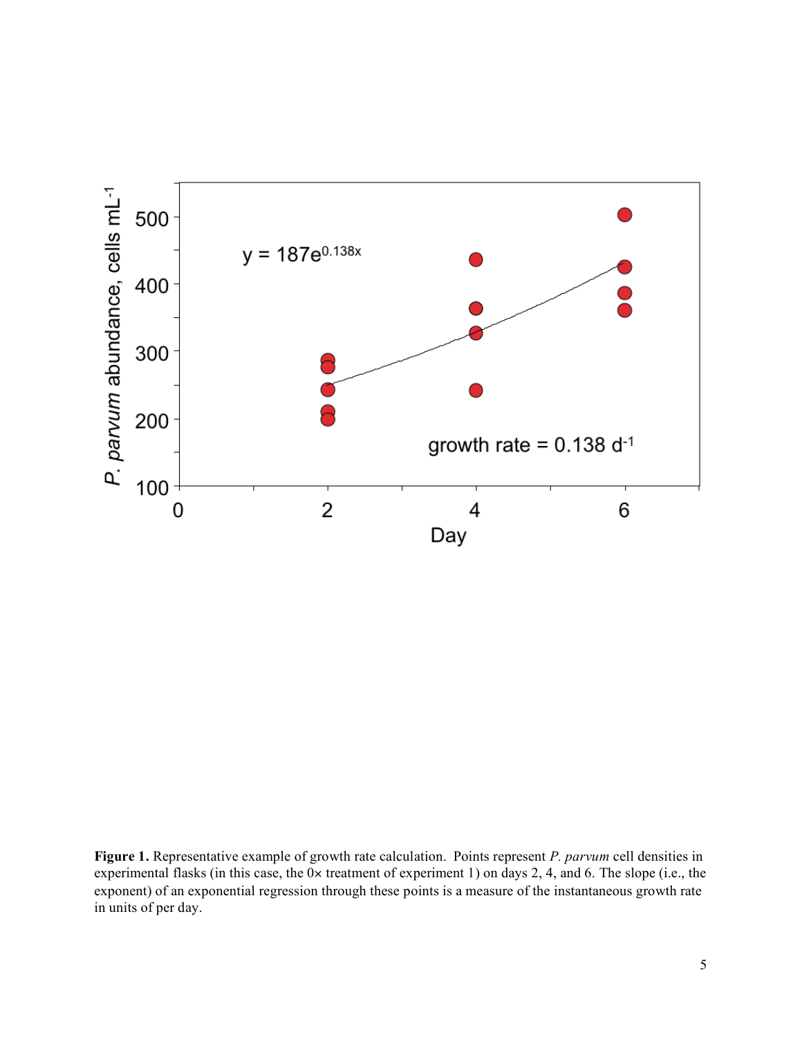**Figure 1.** Representative example of growth rate calculation. Points represent *P. parvum* cell densities in experimental flasks (in this case, the 0× treatment of experiment 1) on days 2, 4, and 6. The slope (i.e., the exponent) of an exponential regression through these points is a measure of the instantaneous growth rate in units of per day.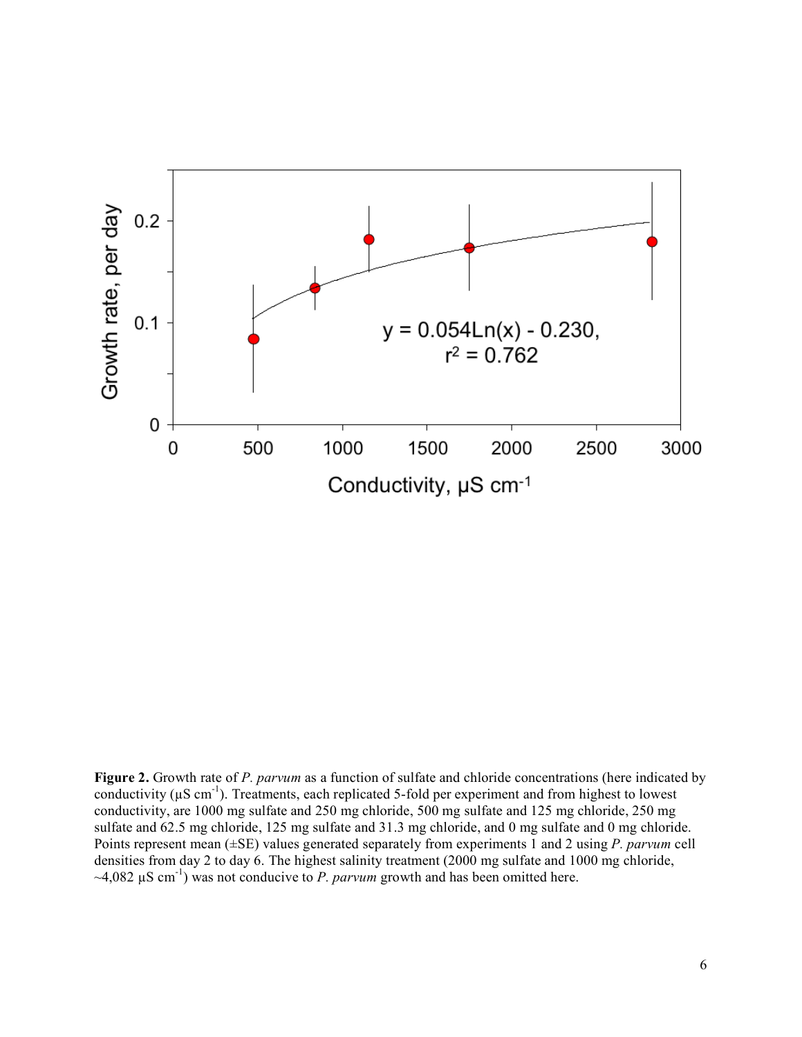**Figure 2.** Growth rate of *P. parvum* as a function of sulfate and chloride concentrations (here indicated by conductivity (µS $cm^{-1}$). Treatments, each replicated 5-fold per experiment and from highest to lowest conductivity, are 1000 mg sulfate and 250 mg chloride, 500 mg sulfate and 125 mg chloride, 250 mg sulfate and 62.5 mg chloride, 125 mg sulfate and 31.3 mg chloride, and 0 mg sulfate and 0 mg chloride. Points represent mean (±SE) values generated separately from experiments 1 and 2 using *P. parvum* cell densities from day 2 to day 6. The highest salinity treatment (2000 mg sulfate and 1000 mg chloride, ~4,082 µS $cm^{-1}$) was not conducive to *P. parvum* growth and has been omitted here.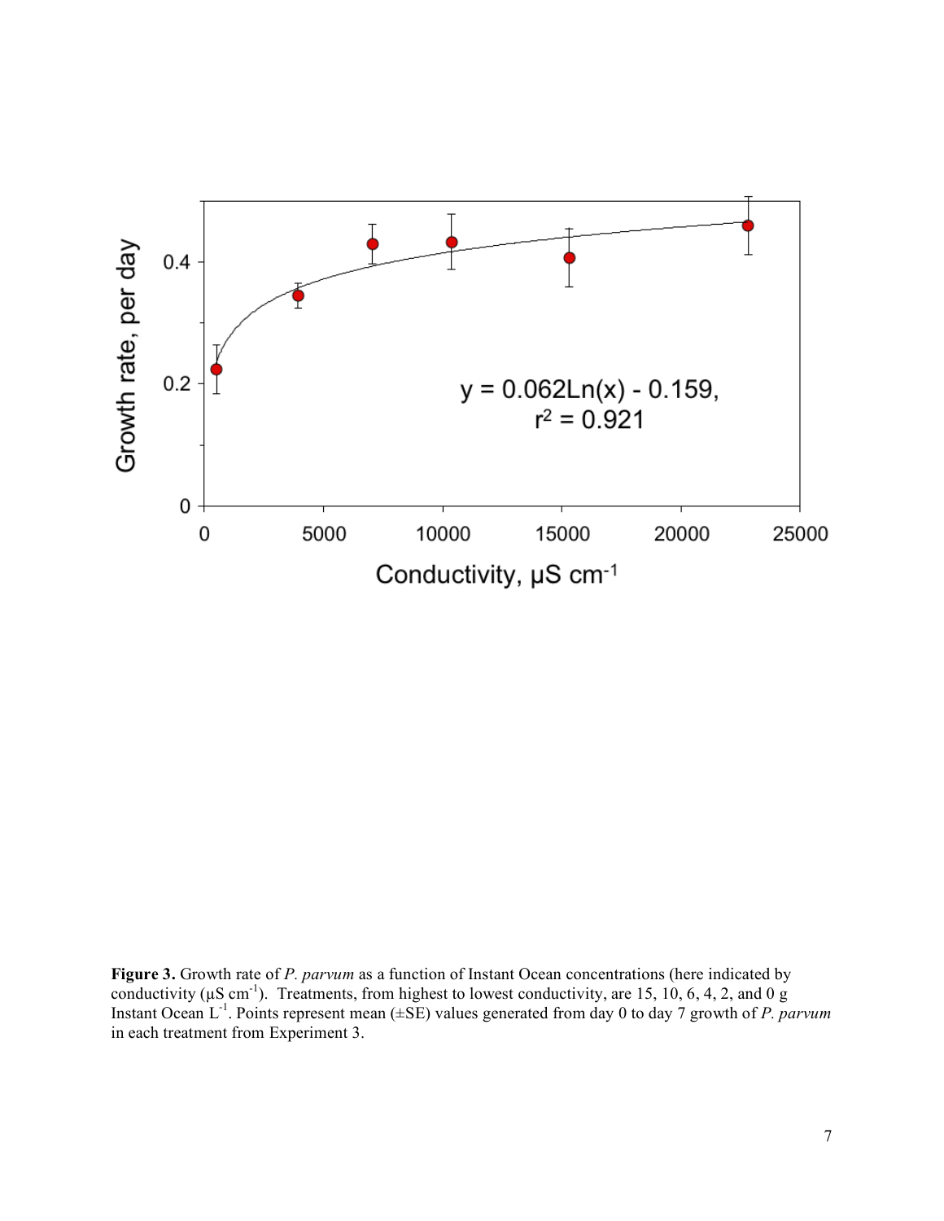**Figure 3.** Growth rate of *P. parvum* as a function of Instant Ocean concentrations (here indicated by conductivity (µS cm$^{-1}$). Treatments, from highest to lowest conductivity, are 15, 10, 6, 4, 2, and 0 g Instant Ocean L$^{-1}$. Points represent mean (±SE) values generated from day 0 to day 7 growth of *P. parvum* in each treatment from Experiment 3.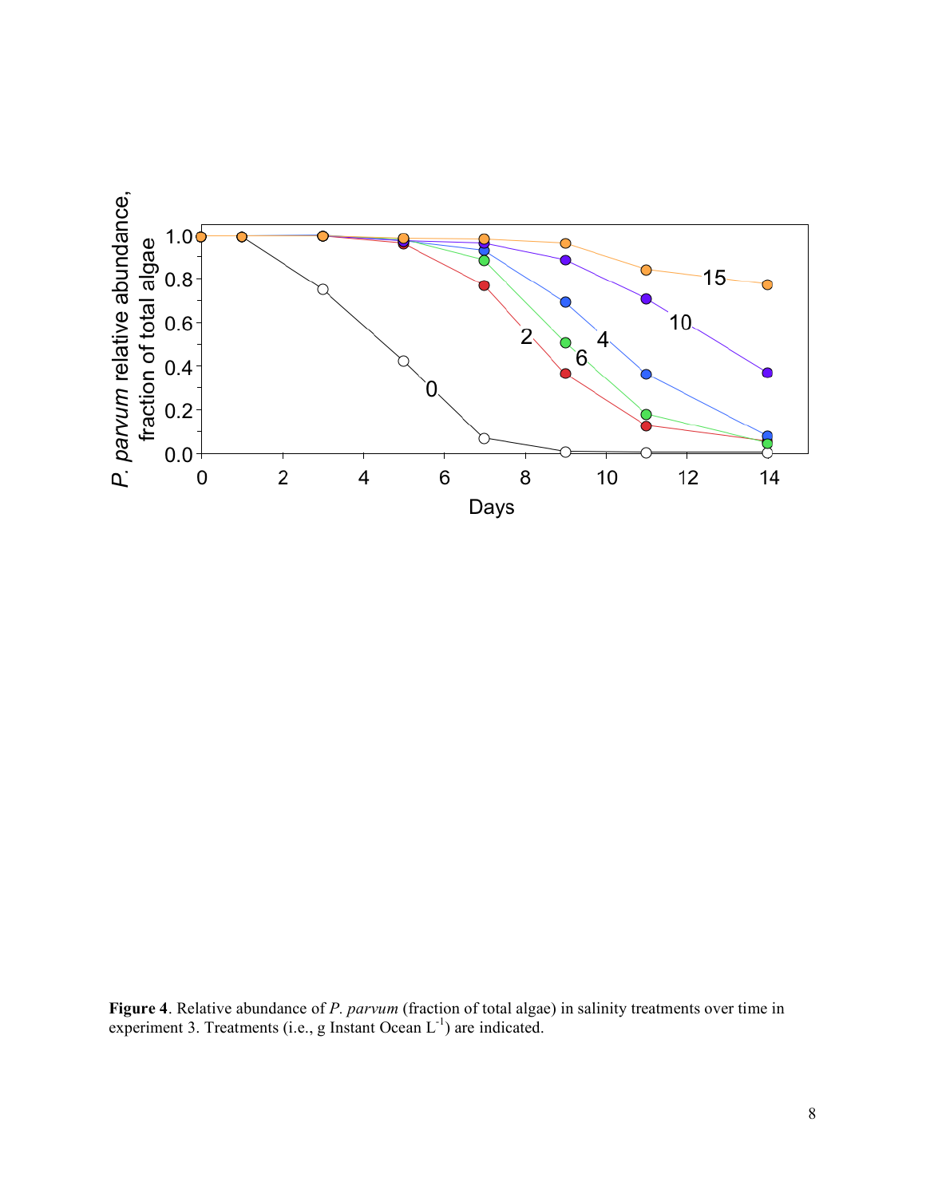**Figure 4**. Relative abundance of *P. parvum* (fraction of total algae) in salinity treatments over time in experiment 3. Treatments (i.e., g Instant Ocean $L^{-1}$) are indicated.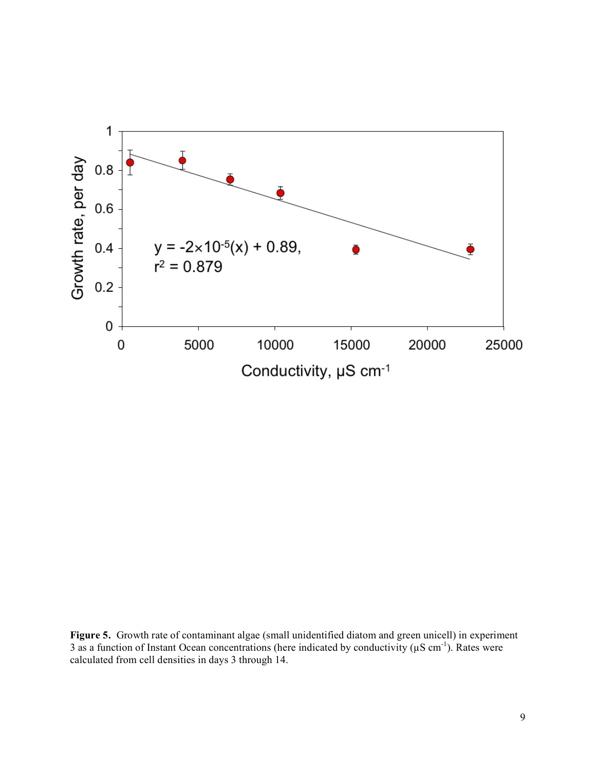Growth rate, per day

1

0.8

0.6

0.4

0.2

0

0

5000

10000

15000

20000

25000

Conductivity, µS cm$^{-1}$

$y = -2\times10^{-5}(x) + 0.89$,

$r^2 = 0.879$

**Figure 5.** Growth rate of contaminant algae (small unidentified diatom and green unicell) in experiment 3 as a function of Instant Ocean concentrations (here indicated by conductivity (µS cm$^{-1}$). Rates were calculated from cell densities in days 3 through 14.